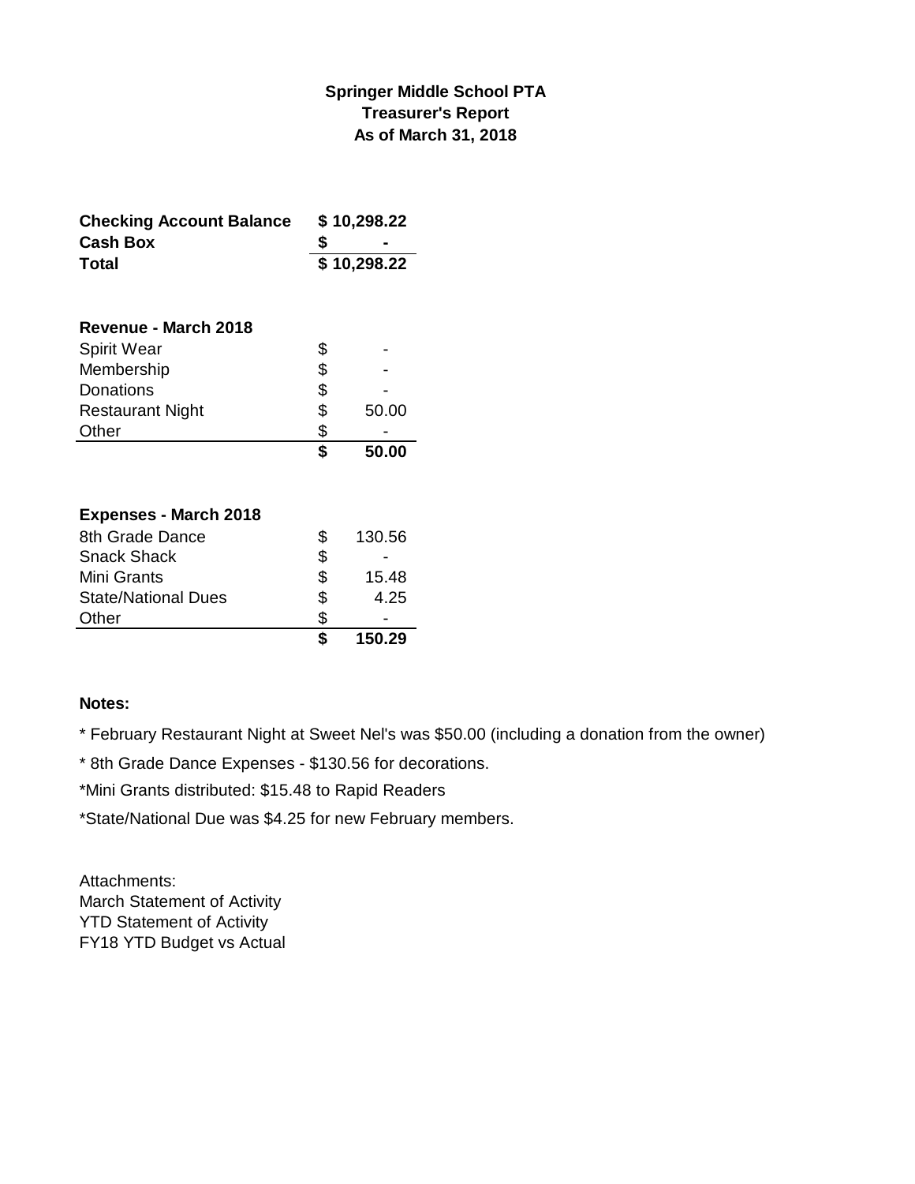**Springer Middle School PTA**
**Treasurer's Report**
**As of March 31, 2018**

| | |
|---|---|
| **Checking Account Balance** | **$ 10,298.22** |
| **Cash Box** | **$ -** |
| **Total** | **$ 10,298.22** |

| **Revenue - March 2018** | |
|---|---|
| Spirit Wear | $ - |
| Membership | $ - |
| Donations | $ - |
| Restaurant Night | $ 50.00 |
| Other | $ - |
| | **$ 50.00** |

| **Expenses - March 2018** | |
|---|---|
| 8th Grade Dance | $ 130.56 |
| Snack Shack | $ - |
| Mini Grants | $ 15.48 |
| State/National Dues | $ 4.25 |
| Other | $ - |
| | **$ 150.29** |

**Notes:**

* February Restaurant Night at Sweet Nel's was $50.00 (including a donation from the owner)

* 8th Grade Dance Expenses - $130.56 for decorations.

*Mini Grants distributed: $15.48 to Rapid Readers

*State/National Due was $4.25 for new February members.

Attachments:
March Statement of Activity
YTD Statement of Activity
FY18 YTD Budget vs Actual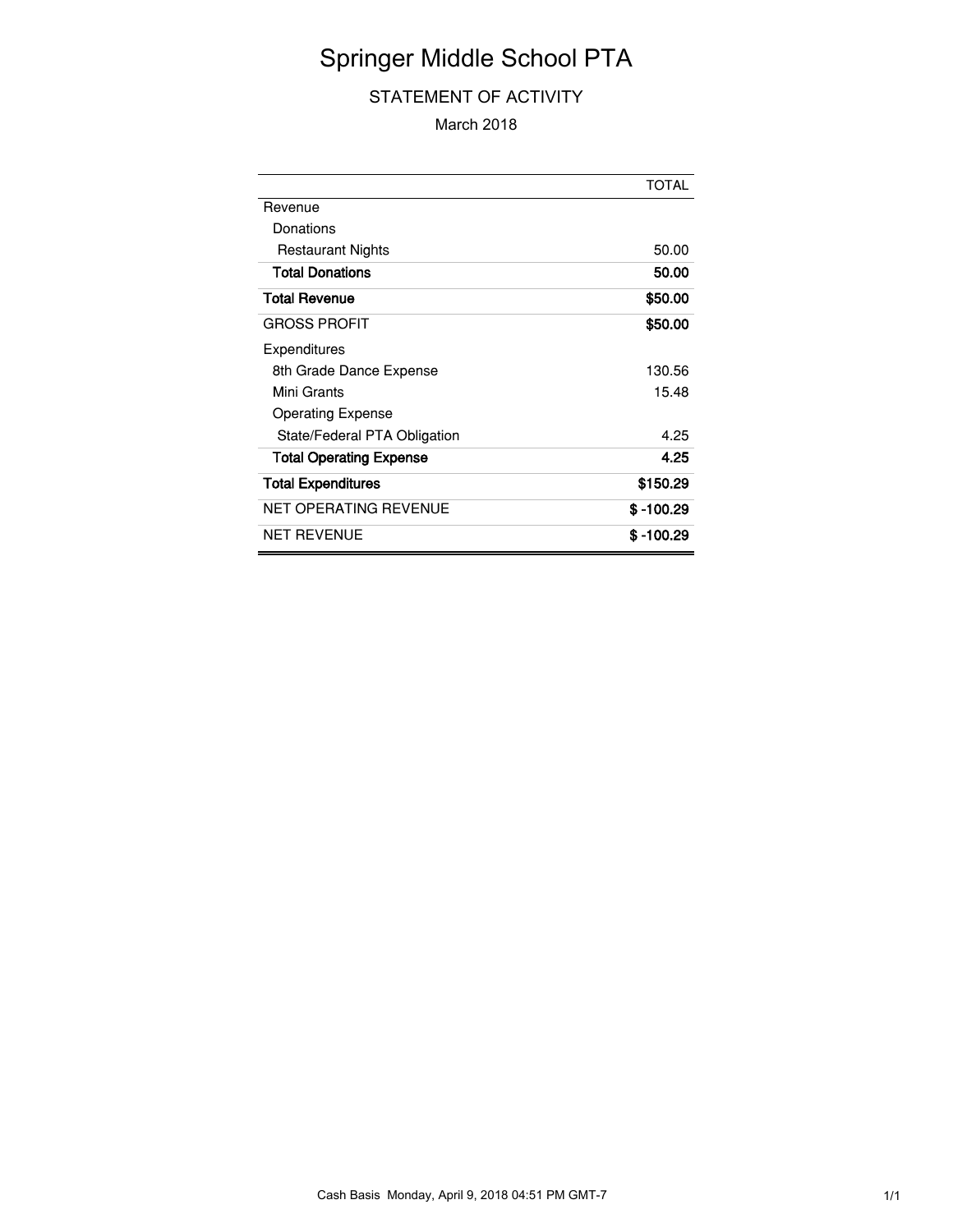# Springer Middle School PTA

## STATEMENT OF ACTIVITY

March 2018

| | TOTAL |
|---|---|
| Revenue | |
| Donations | |
| Restaurant Nights | 50.00 |
| **Total Donations** | **50.00** |
| **Total Revenue** | **$50.00** |
| GROSS PROFIT | **$50.00** |
| Expenditures | |
| 8th Grade Dance Expense | 130.56 |
| Mini Grants | 15.48 |
| Operating Expense | |
| State/Federal PTA Obligation | 4.25 |
| **Total Operating Expense** | **4.25** |
| **Total Expenditures** | **$150.29** |
| NET OPERATING REVENUE | **$ -100.29** |
| NET REVENUE | **$ -100.29** |

Cash Basis Monday, April 9, 2018 04:51 PM GMT-7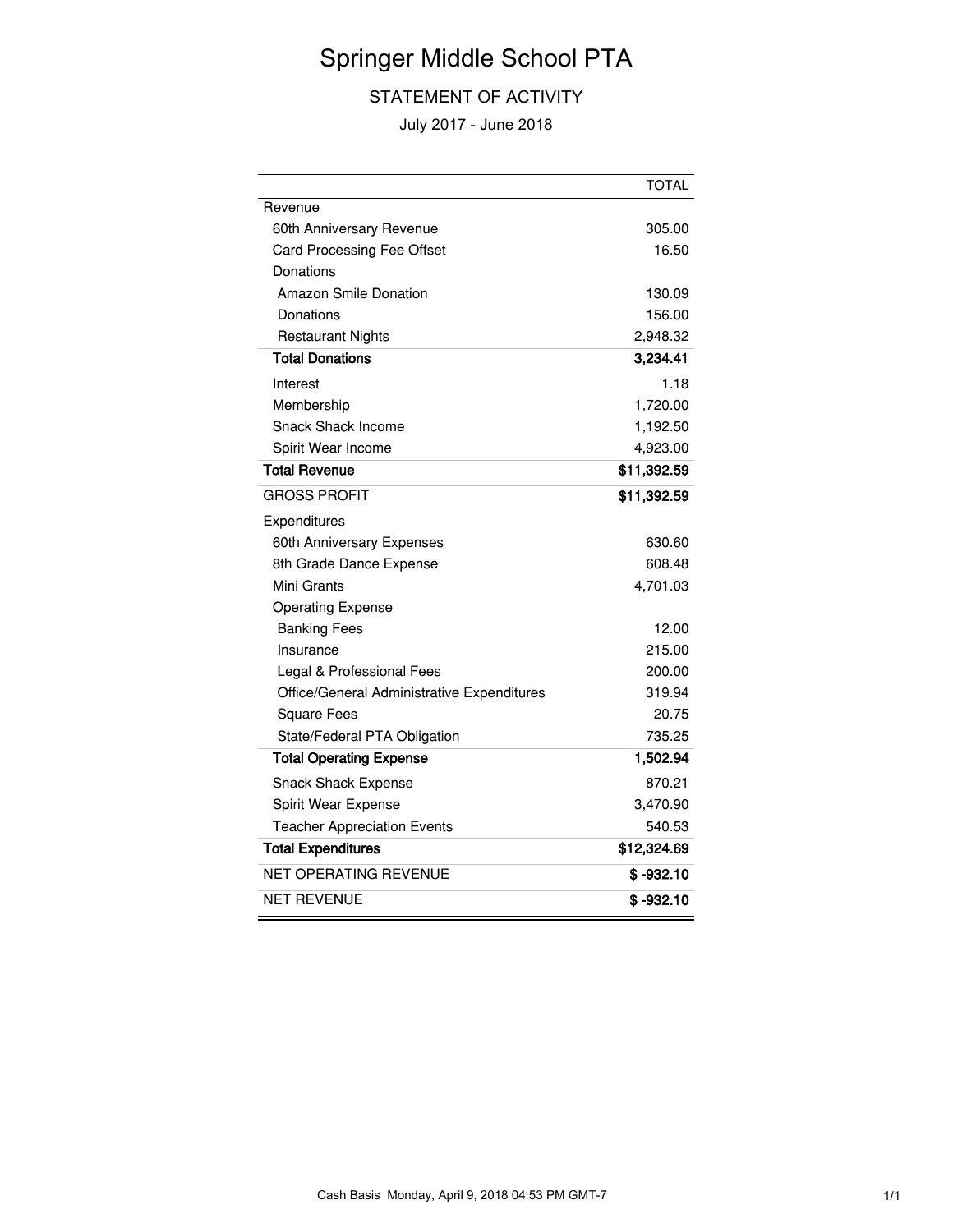# Springer Middle School PTA

## STATEMENT OF ACTIVITY

July 2017 - June 2018

| | TOTAL |
|---|---|
| Revenue | |
| 60th Anniversary Revenue | 305.00 |
| Card Processing Fee Offset | 16.50 |
| Donations | |
| Amazon Smile Donation | 130.09 |
| Donations | 156.00 |
| Restaurant Nights | 2,948.32 |
| **Total Donations** | **3,234.41** |
| Interest | 1.18 |
| Membership | 1,720.00 |
| Snack Shack Income | 1,192.50 |
| Spirit Wear Income | 4,923.00 |
| **Total Revenue** | **$11,392.59** |
| GROSS PROFIT | **$11,392.59** |
| Expenditures | |
| 60th Anniversary Expenses | 630.60 |
| 8th Grade Dance Expense | 608.48 |
| Mini Grants | 4,701.03 |
| Operating Expense | |
| Banking Fees | 12.00 |
| Insurance | 215.00 |
| Legal & Professional Fees | 200.00 |
| Office/General Administrative Expenditures | 319.94 |
| Square Fees | 20.75 |
| State/Federal PTA Obligation | 735.25 |
| **Total Operating Expense** | **1,502.94** |
| Snack Shack Expense | 870.21 |
| Spirit Wear Expense | 3,470.90 |
| Teacher Appreciation Events | 540.53 |
| **Total Expenditures** | **$12,324.69** |
| NET OPERATING REVENUE | **$ -932.10** |
| NET REVENUE | **$ -932.10** |

Cash Basis Monday, April 9, 2018 04:53 PM GMT-7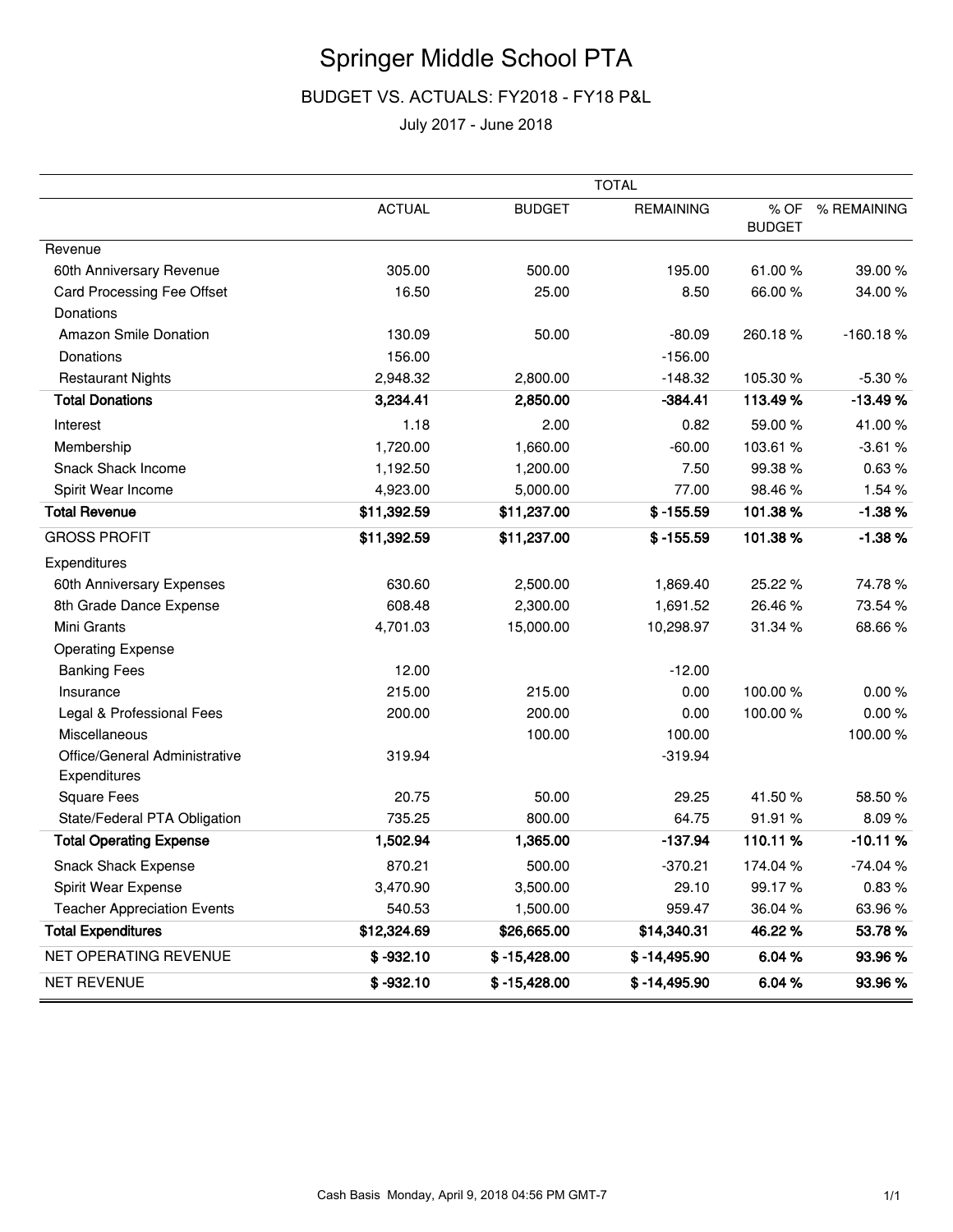# Springer Middle School PTA

## BUDGET VS. ACTUALS: FY2018 - FY18 P&L

July 2017 - June 2018

| | TOTAL | | | | |
|---|---|---|---|---|---|
| | ACTUAL | BUDGET | REMAINING | % OF BUDGET | % REMAINING |
| Revenue | | | | | |
| 60th Anniversary Revenue | 305.00 | 500.00 | 195.00 | 61.00 % | 39.00 % |
| Card Processing Fee Offset | 16.50 | 25.00 | 8.50 | 66.00 % | 34.00 % |
| Donations | | | | | |
| Amazon Smile Donation | 130.09 | 50.00 | -80.09 | 260.18 % | -160.18 % |
| Donations | 156.00 | | -156.00 | | |
| Restaurant Nights | 2,948.32 | 2,800.00 | -148.32 | 105.30 % | -5.30 % |
| **Total Donations** | **3,234.41** | **2,850.00** | **-384.41** | **113.49 %** | **-13.49 %** |
| Interest | 1.18 | 2.00 | 0.82 | 59.00 % | 41.00 % |
| Membership | 1,720.00 | 1,660.00 | -60.00 | 103.61 % | -3.61 % |
| Snack Shack Income | 1,192.50 | 1,200.00 | 7.50 | 99.38 % | 0.63 % |
| Spirit Wear Income | 4,923.00 | 5,000.00 | 77.00 | 98.46 % | 1.54 % |
| **Total Revenue** | **$11,392.59** | **$11,237.00** | **$ -155.59** | **101.38 %** | **-1.38 %** |
| GROSS PROFIT | **$11,392.59** | **$11,237.00** | **$ -155.59** | **101.38 %** | **-1.38 %** |
| Expenditures | | | | | |
| 60th Anniversary Expenses | 630.60 | 2,500.00 | 1,869.40 | 25.22 % | 74.78 % |
| 8th Grade Dance Expense | 608.48 | 2,300.00 | 1,691.52 | 26.46 % | 73.54 % |
| Mini Grants | 4,701.03 | 15,000.00 | 10,298.97 | 31.34 % | 68.66 % |
| Operating Expense | | | | | |
| Banking Fees | 12.00 | | -12.00 | | |
| Insurance | 215.00 | 215.00 | 0.00 | 100.00 % | 0.00 % |
| Legal & Professional Fees | 200.00 | 200.00 | 0.00 | 100.00 % | 0.00 % |
| Miscellaneous | | 100.00 | 100.00 | | 100.00 % |
| Office/General Administrative Expenditures | 319.94 | | -319.94 | | |
| Square Fees | 20.75 | 50.00 | 29.25 | 41.50 % | 58.50 % |
| State/Federal PTA Obligation | 735.25 | 800.00 | 64.75 | 91.91 % | 8.09 % |
| **Total Operating Expense** | **1,502.94** | **1,365.00** | **-137.94** | **110.11 %** | **-10.11 %** |
| Snack Shack Expense | 870.21 | 500.00 | -370.21 | 174.04 % | -74.04 % |
| Spirit Wear Expense | 3,470.90 | 3,500.00 | 29.10 | 99.17 % | 0.83 % |
| Teacher Appreciation Events | 540.53 | 1,500.00 | 959.47 | 36.04 % | 63.96 % |
| **Total Expenditures** | **$12,324.69** | **$26,665.00** | **$14,340.31** | **46.22 %** | **53.78 %** |
| NET OPERATING REVENUE | **$ -932.10** | **$ -15,428.00** | **$ -14,495.90** | **6.04 %** | **93.96 %** |
| NET REVENUE | **$ -932.10** | **$ -15,428.00** | **$ -14,495.90** | **6.04 %** | **93.96 %** |

Cash Basis Monday, April 9, 2018 04:56 PM GMT-7